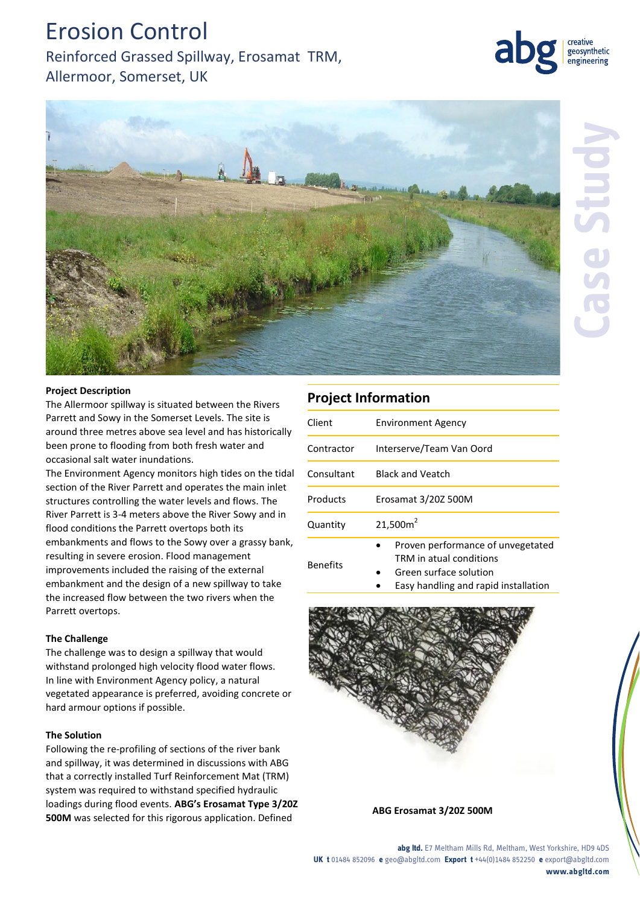# Erosion Control

## Reinforced Grassed Spillway, Erosamat TRM, Allermoor, Somerset, UK

Case Study

**Project Description**

The Allermoor spillway is situated between the Rivers Parrett and Sowy in the Somerset Levels. The site is around three metres above sea level and has historically been prone to flooding from both fresh water and occasional salt water inundations.

The Environment Agency monitors high tides on the tidal section of the River Parrett and operates the main inlet structures controlling the water levels and flows. The River Parrett is 3-4 meters above the River Sowy and in flood conditions the Parrett overtops both its embankments and flows to the Sowy over a grassy bank, resulting in severe erosion. Flood management improvements included the raising of the external embankment and the design of a new spillway to take the increased flow between the two rivers when the Parrett overtops.

**The Challenge**

The challenge was to design a spillway that would withstand prolonged high velocity flood water flows. In line with Environment Agency policy, a natural vegetated appearance is preferred, avoiding concrete or hard armour options if possible.

**The Solution**

Following the re-profiling of sections of the river bank and spillway, it was determined in discussions with ABG that a correctly installed Turf Reinforcement Mat (TRM) system was required to withstand specified hydraulic loadings during flood events. **ABG's Erosamat Type 3/20Z 500M** was selected for this rigorous application. Defined

## Project Information

| | |
|---|---|
| Client | Environment Agency |
| Contractor | Interserve/Team Van Oord |
| Consultant | Black and Veatch |
| Products | Erosamat 3/20Z 500M |
| Quantity | 21,500m$^2$ |
| Benefits | • Proven performance of unvegetated TRM in atual conditions<br>• Green surface solution<br>• Easy handling and rapid installation |

**ABG Erosamat 3/20Z 500M**

**abg ltd.** E7 Meltham Mills Rd, Meltham, West Yorkshire, HD9 4DS
**UK t** 01484 852096 **e** geo@abgltd.com **Export t** +44(0)1484 852250 **e** export@abgltd.com
**www.abgltd.com**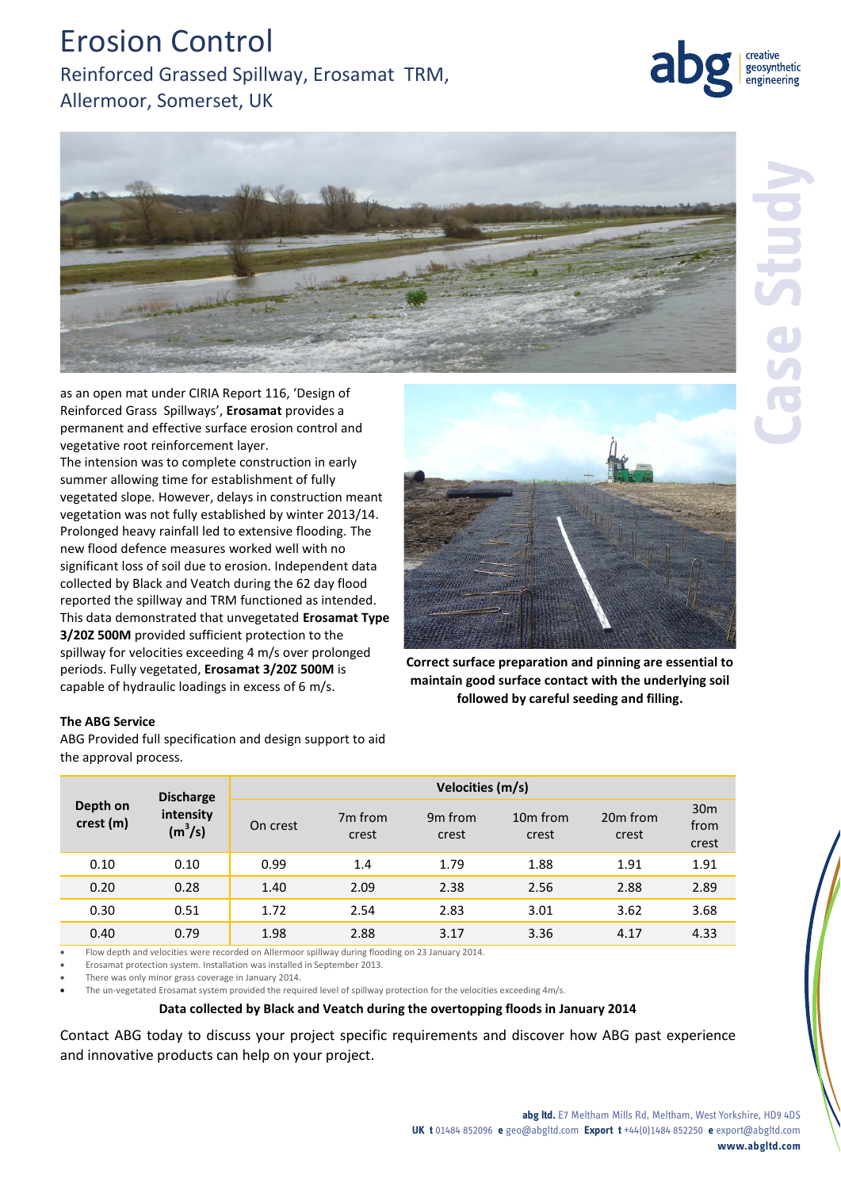# Erosion Control

## Reinforced Grassed Spillway, Erosamat TRM, Allermoor, Somerset, UK

as an open mat under CIRIA Report 116, 'Design of Reinforced Grass Spillways', **Erosamat** provides a permanent and effective surface erosion control and vegetative root reinforcement layer.

The intension was to complete construction in early summer allowing time for establishment of fully vegetated slope. However, delays in construction meant vegetation was not fully established by winter 2013/14. Prolonged heavy rainfall led to extensive flooding. The new flood defence measures worked well with no significant loss of soil due to erosion. Independent data collected by Black and Veatch during the 62 day flood reported the spillway and TRM functioned as intended. This data demonstrated that unvegetated **Erosamat Type 3/20Z 500M** provided sufficient protection to the spillway for velocities exceeding 4 m/s over prolonged periods. Fully vegetated, **Erosamat 3/20Z 500M** is capable of hydraulic loadings in excess of 6 m/s.

**Correct surface preparation and pinning are essential to maintain good surface contact with the underlying soil followed by careful seeding and filling.**

### The ABG Service

ABG Provided full specification and design support to aid the approval process.

| Depth on crest (m) | Discharge intensity ($m^3/s$) | Velocities (m/s) | | | | | |
|---|---|---|---|---|---|---|---|
| | | On crest | 7m from crest | 9m from crest | 10m from crest | 20m from crest | 30m from crest |
| 0.10 | 0.10 | 0.99 | 1.4 | 1.79 | 1.88 | 1.91 | 1.91 |
| 0.20 | 0.28 | 1.40 | 2.09 | 2.38 | 2.56 | 2.88 | 2.89 |
| 0.30 | 0.51 | 1.72 | 2.54 | 2.83 | 3.01 | 3.62 | 3.68 |
| 0.40 | 0.79 | 1.98 | 2.88 | 3.17 | 3.36 | 4.17 | 4.33 |

- Flow depth and velocities were recorded on Allermoor spillway during flooding on 23 January 2014.
- Erosamat protection system. Installation was installed in September 2013.
- There was only minor grass coverage in January 2014.
- The un-vegetated Erosamat system provided the required level of spillway protection for the velocities exceeding 4m/s.

**Data collected by Black and Veatch during the overtopping floods in January 2014**

Contact ABG today to discuss your project specific requirements and discover how ABG past experience and innovative products can help on your project.

**abg ltd.** E7 Meltham Mills Rd, Meltham, West Yorkshire, HD9 4DS
**UK t** 01484 852096 **e** geo@abgltd.com **Export t** +44(0)1484 852250 **e** export@abgltd.com
**www.abgltd.com**